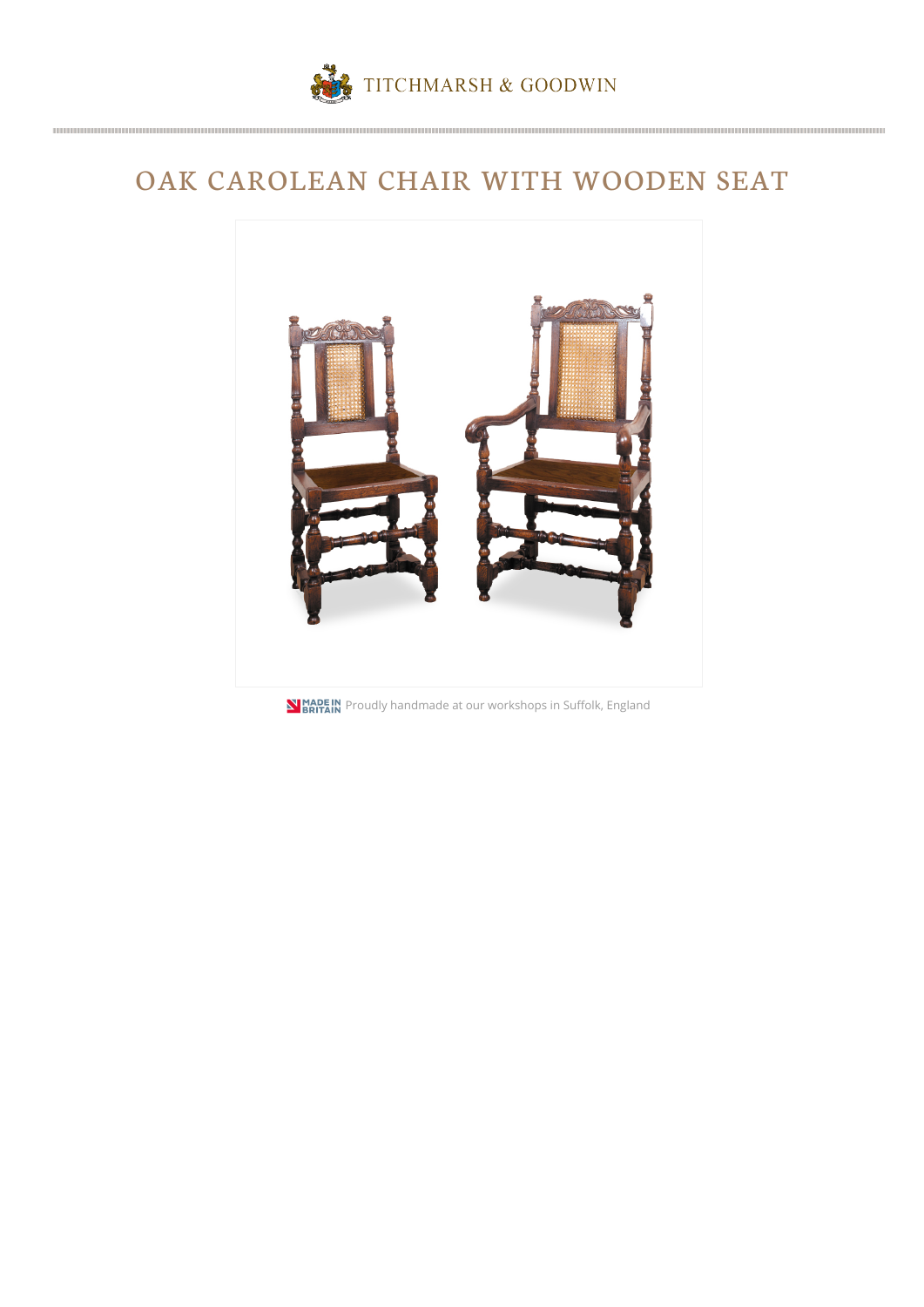TITCHMARSH & GOODWIN

# OAK CAROLEAN CHAIR WITH WOODEN SEAT

MADE IN BRITAIN Proudly handmade at our workshops in Suffolk, England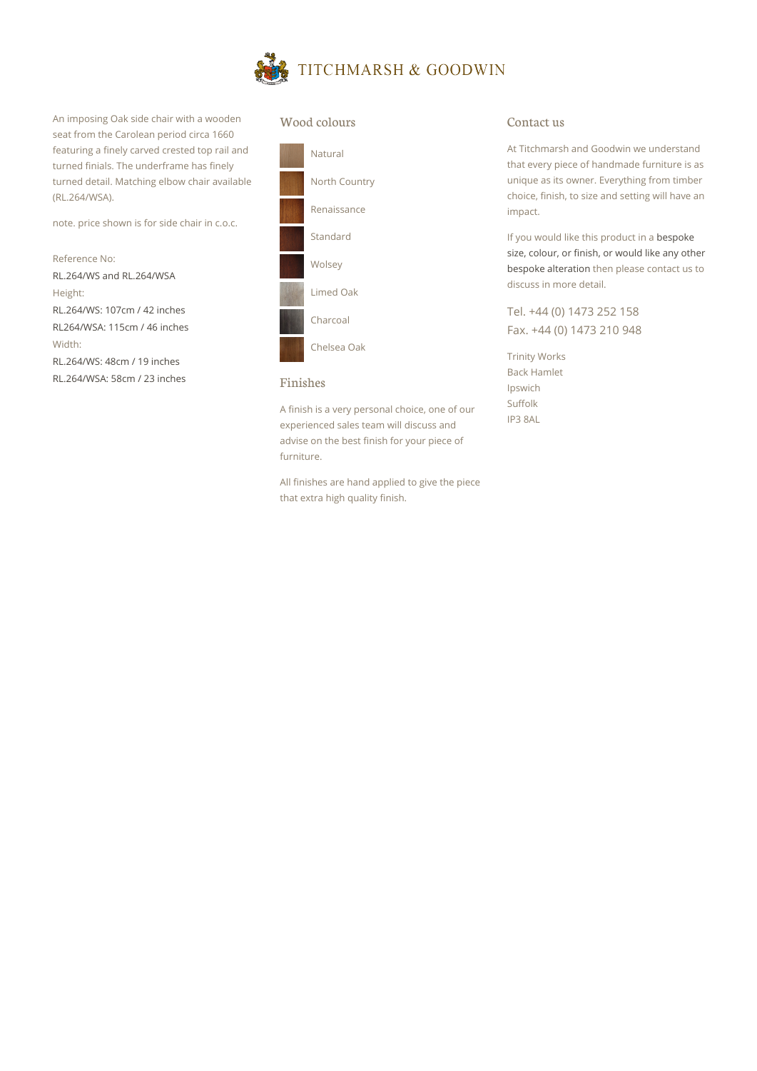TITCHMARSH & GOODWIN

An imposing Oak side chair with a wooden seat from the Carolean period circa 1660 featuring a finely carved crested top rail and turned finials. The underframe has finely turned detail. Matching elbow chair available (RL.264/WSA).

note. price shown is for side chair in c.o.c.

Reference No:
RL.264/WS and RL.264/WSA
Height:
RL.264/WS: 107cm / 42 inches
RL264/WSA: 115cm / 46 inches
Width:
RL.264/WS: 48cm / 19 inches
RL.264/WSA: 58cm / 23 inches

## Wood colours

- Natural
- North Country
- Renaissance
- Standard
- Wolsey
- Limed Oak
- Charcoal
- Chelsea Oak

## Finishes

A finish is a very personal choice, one of our experienced sales team will discuss and advise on the best finish for your piece of furniture.

All finishes are hand applied to give the piece that extra high quality finish.

## Contact us

At Titchmarsh and Goodwin we understand that every piece of handmade furniture is as unique as its owner. Everything from timber choice, finish, to size and setting will have an impact.

If you would like this product in a bespoke size, colour, or finish, or would like any other bespoke alteration then please contact us to discuss in more detail.

Tel. +44 (0) 1473 252 158
Fax. +44 (0) 1473 210 948

Trinity Works
Back Hamlet
Ipswich
Suffolk
IP3 8AL